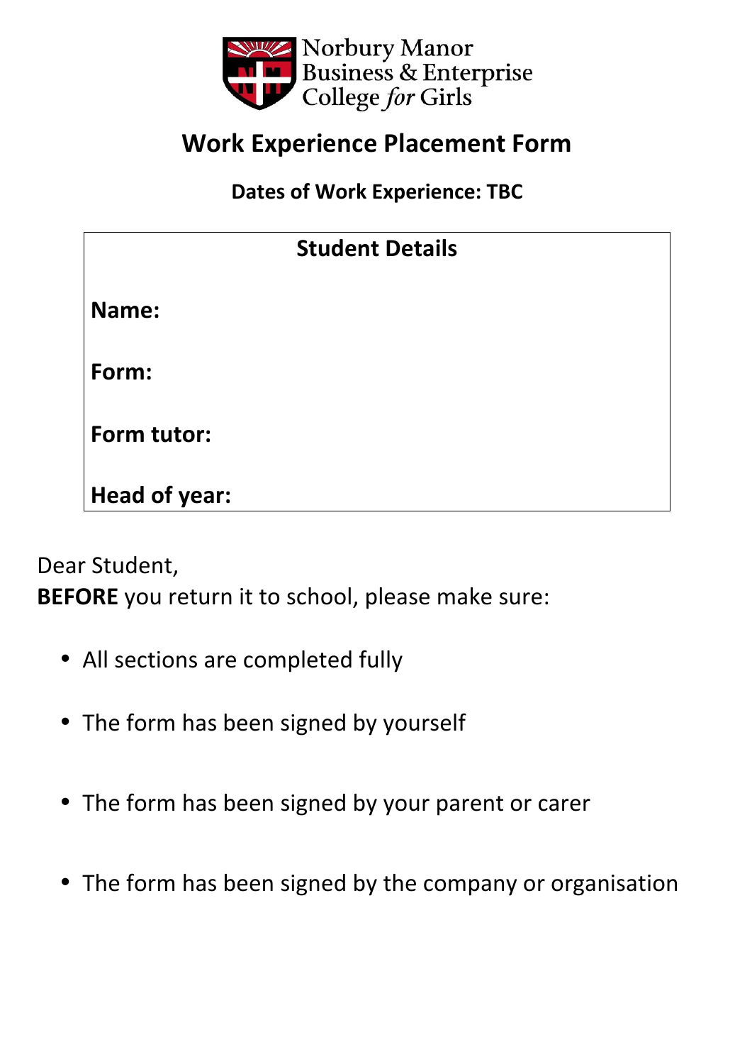Norbury Manor
Business & Enterprise
College *for* Girls

# Work Experience Placement Form

**Dates of Work Experience: TBC**

| Student Details |
|---|
| **Name:** |
| **Form:** |
| **Form tutor:** |
| **Head of year:** |

Dear Student,
**BEFORE** you return it to school, please make sure:

- All sections are completed fully
- The form has been signed by yourself
- The form has been signed by your parent or carer
- The form has been signed by the company or organisation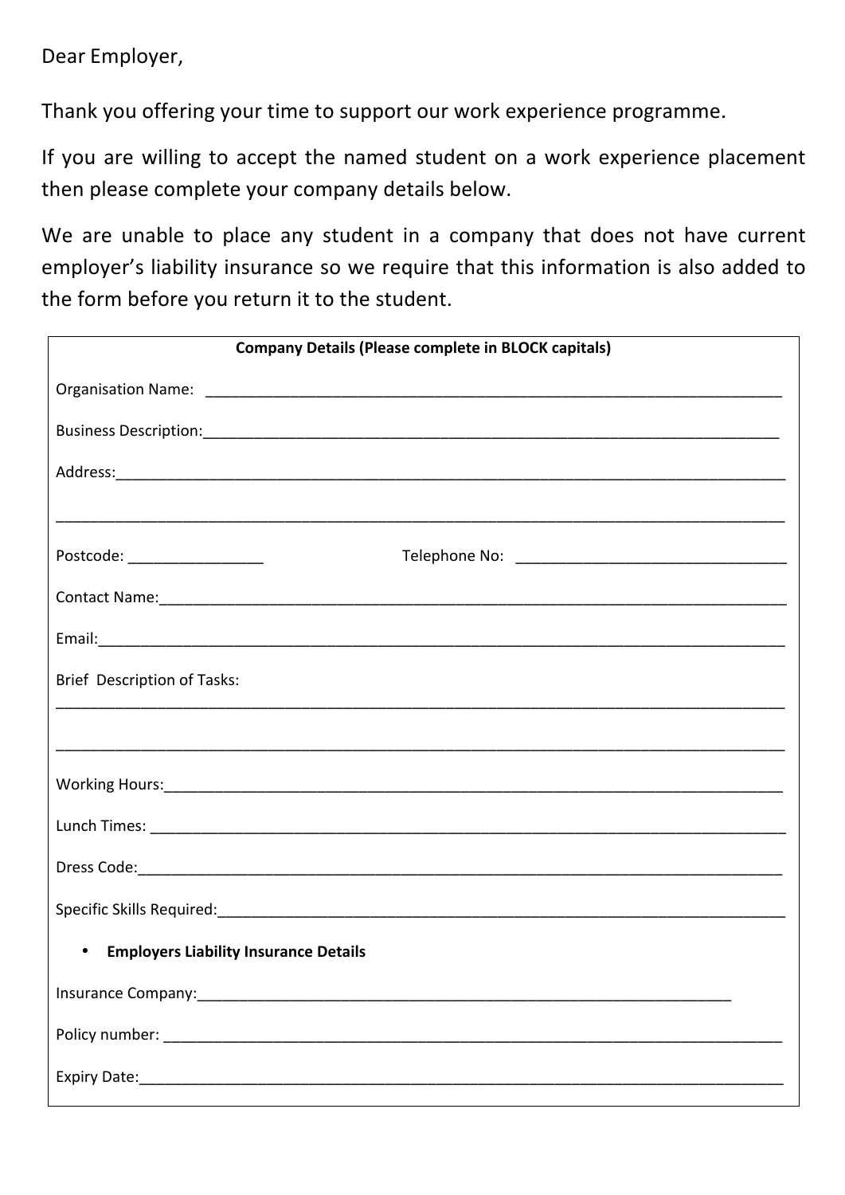Dear Employer,

Thank you offering your time to support our work experience programme.

If you are willing to accept the named student on a work experience placement then please complete your company details below.

We are unable to place any student in a company that does not have current employer's liability insurance so we require that this information is also added to the form before you return it to the student.

**Company Details (Please complete in BLOCK capitals)**

Organisation Name: ______________________________________________________________________

Business Description:______________________________________________________________________

Address:_____________________________________________________________________________

_____________________________________________________________________________________

Postcode: ________________ Telephone No: ______________________________

Contact Name:_________________________________________________________________________

Email:_______________________________________________________________________________

Brief Description of Tasks:

_____________________________________________________________________________________

_____________________________________________________________________________________

Working Hours:________________________________________________________________________

Lunch Times: _________________________________________________________________________

Dress Code:___________________________________________________________________________

Specific Skills Required:_________________________________________________________________

- **Employers Liability Insurance Details**

Insurance Company:__________________________________________________________________

Policy number: ________________________________________________________________________

Expiry Date:___________________________________________________________________________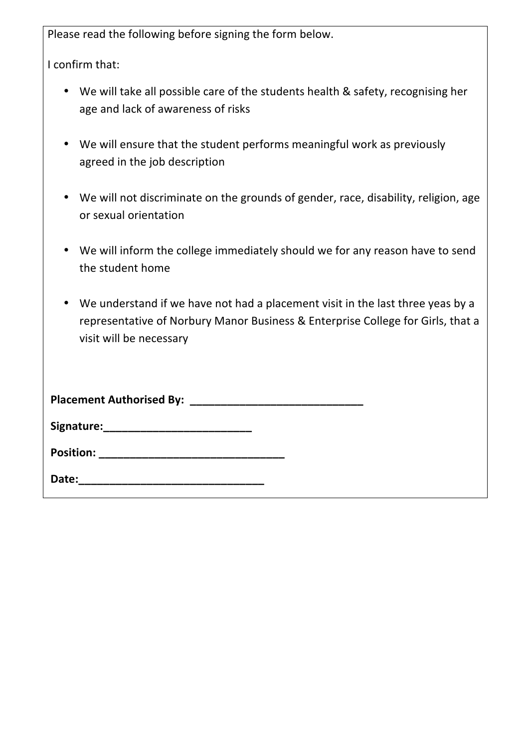Please read the following before signing the form below.

I confirm that:

- We will take all possible care of the students health & safety, recognising her age and lack of awareness of risks
- We will ensure that the student performs meaningful work as previously agreed in the job description
- We will not discriminate on the grounds of gender, race, disability, religion, age or sexual orientation
- We will inform the college immediately should we for any reason have to send the student home
- We understand if we have not had a placement visit in the last three yeas by a representative of Norbury Manor Business & Enterprise College for Girls, that a visit will be necessary

**Placement Authorised By: ____________________________**

**Signature:________________________**

**Position: ______________________________**

**Date:______________________________**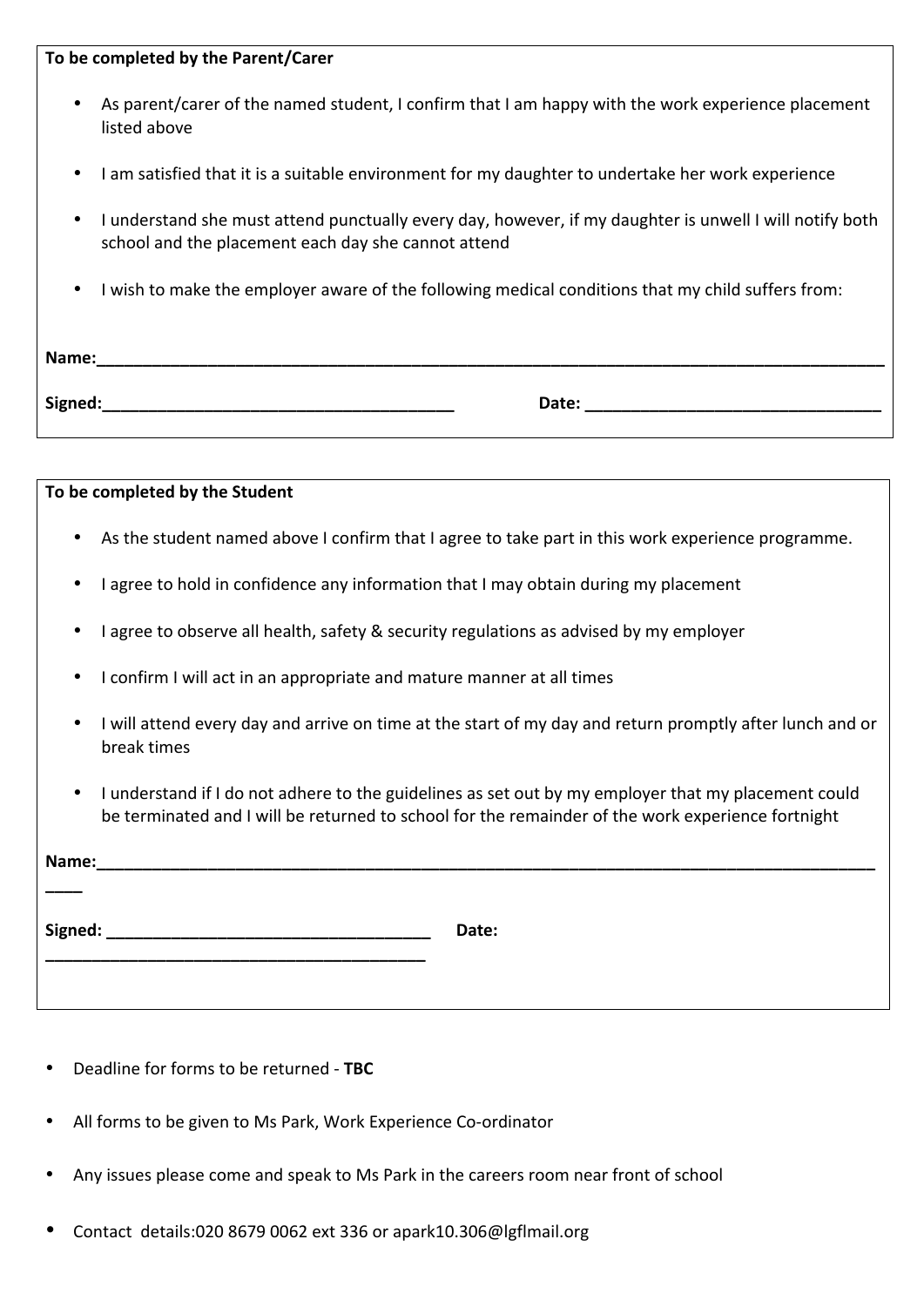**To be completed by the Parent/Carer**

- As parent/carer of the named student, I confirm that I am happy with the work experience placement listed above
- I am satisfied that it is a suitable environment for my daughter to undertake her work experience
- I understand she must attend punctually every day, however, if my daughter is unwell I will notify both school and the placement each day she cannot attend
- I wish to make the employer aware of the following medical conditions that my child suffers from:

**Name:**______________________________________________________________________________

**Signed:**___________________________________ **Date:** _____________________________

**To be completed by the Student**

- As the student named above I confirm that I agree to take part in this work experience programme.
- I agree to hold in confidence any information that I may obtain during my placement
- I agree to observe all health, safety & security regulations as advised by my employer
- I confirm I will act in an appropriate and mature manner at all times
- I will attend every day and arrive on time at the start of my day and return promptly after lunch and or break times
- I understand if I do not adhere to the guidelines as set out by my employer that my placement could be terminated and I will be returned to school for the remainder of the work experience fortnight

**Name:**______________________________________________________________________________

**Signed:** _________________________________ **Date:** _________________________________

- Deadline for forms to be returned - **TBC**
- All forms to be given to Ms Park, Work Experience Co-ordinator
- Any issues please come and speak to Ms Park in the careers room near front of school
- Contact details:020 8679 0062 ext 336 or apark10.306@lgflmail.org